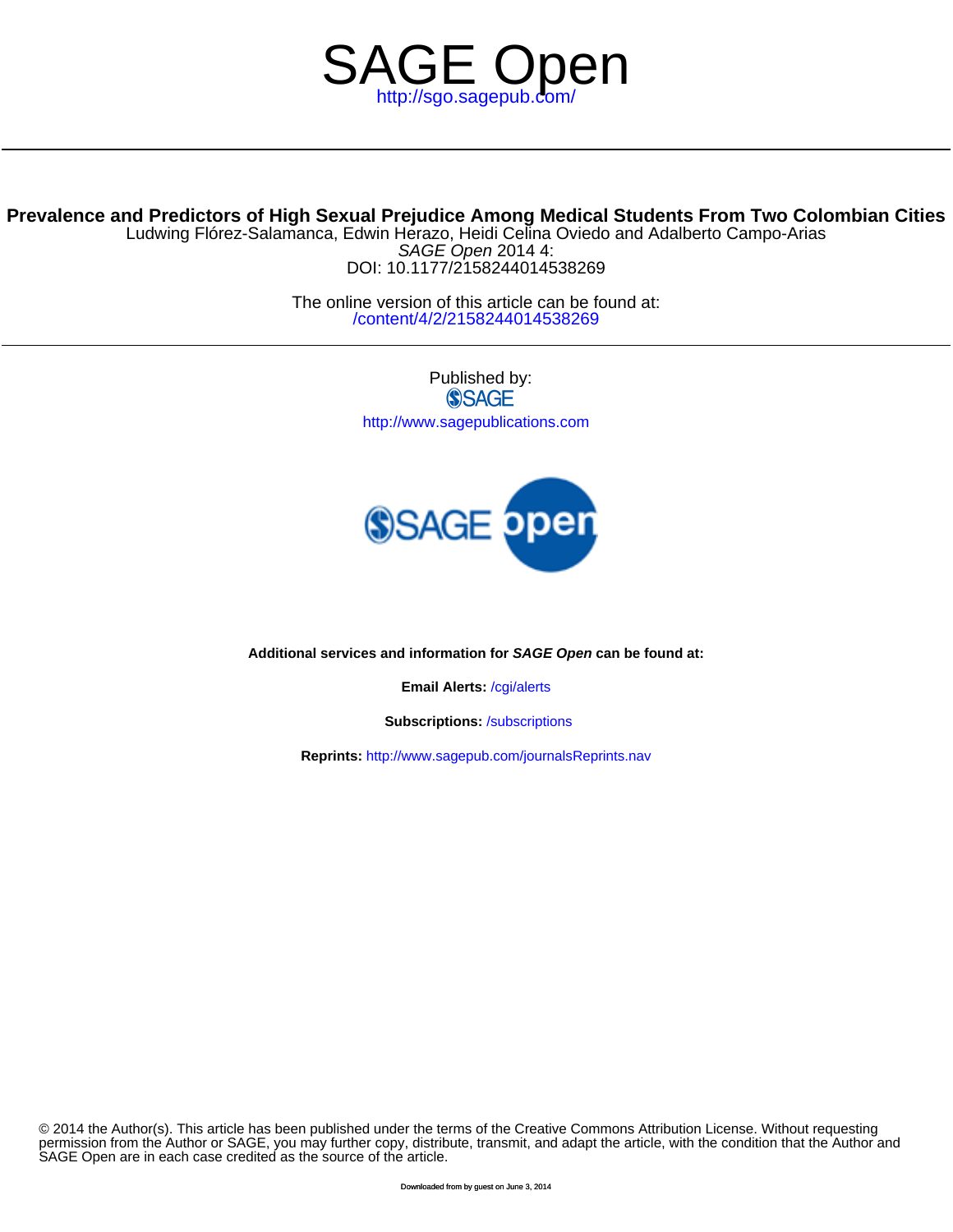# SAGE Open

http://sgo.sagepub.com/

## Prevalence and Predictors of High Sexual Prejudice Among Medical Students From Two Colombian Cities

Ludwing Flórez-Salamanca, Edwin Herazo, Heidi Celina Oviedo and Adalberto Campo-Arias

*SAGE Open* 2014 4:

DOI: 10.1177/2158244014538269

The online version of this article can be found at:
/content/4/2/2158244014538269

Published by:

SAGE

http://www.sagepublications.com

**Additional services and information for *SAGE Open* can be found at:**

**Email Alerts:** /cgi/alerts

**Subscriptions:** /subscriptions

**Reprints:** http://www.sagepub.com/journalsReprints.nav

© 2014 the Author(s). This article has been published under the terms of the Creative Commons Attribution License. Without requesting permission from the Author or SAGE, you may further copy, distribute, transmit, and adapt the article, with the condition that the Author and SAGE Open are in each case credited as the source of the article.

Downloaded from by guest on June 3, 2014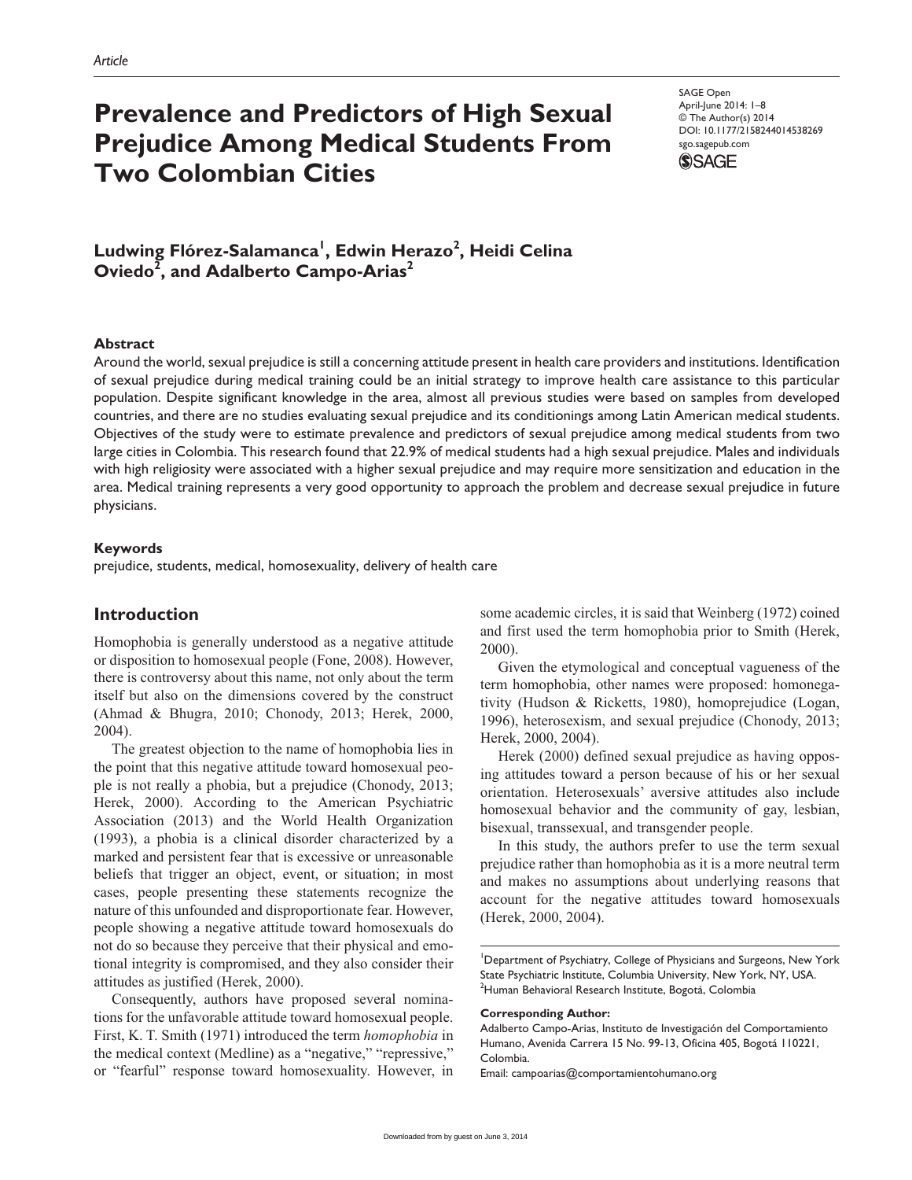Article

# Prevalence and Predictors of High Sexual Prejudice Among Medical Students From Two Colombian Cities

SAGE Open
April-June 2014: 1–8
© The Author(s) 2014
DOI: 10.1177/2158244014538269
sgo.sagepub.com

**Ludwing Flórez-Salamanca[1], Edwin Herazo[2], Heidi Celina Oviedo[2], and Adalberto Campo-Arias[2]**

## Abstract

Around the world, sexual prejudice is still a concerning attitude present in health care providers and institutions. Identification of sexual prejudice during medical training could be an initial strategy to improve health care assistance to this particular population. Despite significant knowledge in the area, almost all previous studies were based on samples from developed countries, and there are no studies evaluating sexual prejudice and its conditionings among Latin American medical students. Objectives of the study were to estimate prevalence and predictors of sexual prejudice among medical students from two large cities in Colombia. This research found that 22.9% of medical students had a high sexual prejudice. Males and individuals with high religiosity were associated with a higher sexual prejudice and may require more sensitization and education in the area. Medical training represents a very good opportunity to approach the problem and decrease sexual prejudice in future physicians.

## Keywords

prejudice, students, medical, homosexuality, delivery of health care

## Introduction

Homophobia is generally understood as a negative attitude or disposition to homosexual people (Fone, 2008). However, there is controversy about this name, not only about the term itself but also on the dimensions covered by the construct (Ahmad & Bhugra, 2010; Chonody, 2013; Herek, 2000, 2004).

The greatest objection to the name of homophobia lies in the point that this negative attitude toward homosexual people is not really a phobia, but a prejudice (Chonody, 2013; Herek, 2000). According to the American Psychiatric Association (2013) and the World Health Organization (1993), a phobia is a clinical disorder characterized by a marked and persistent fear that is excessive or unreasonable beliefs that trigger an object, event, or situation; in most cases, people presenting these statements recognize the nature of this unfounded and disproportionate fear. However, people showing a negative attitude toward homosexuals do not do so because they perceive that their physical and emotional integrity is compromised, and they also consider their attitudes as justified (Herek, 2000).

Consequently, authors have proposed several nominations for the unfavorable attitude toward homosexual people. First, K. T. Smith (1971) introduced the term *homophobia* in the medical context (Medline) as a "negative," "repressive," or "fearful" response toward homosexuality. However, in some academic circles, it is said that Weinberg (1972) coined and first used the term homophobia prior to Smith (Herek, 2000).

Given the etymological and conceptual vagueness of the term homophobia, other names were proposed: homonegativity (Hudson & Ricketts, 1980), homoprejudice (Logan, 1996), heterosexism, and sexual prejudice (Chonody, 2013; Herek, 2000, 2004).

Herek (2000) defined sexual prejudice as having opposing attitudes toward a person because of his or her sexual orientation. Heterosexuals' aversive attitudes also include homosexual behavior and the community of gay, lesbian, bisexual, transsexual, and transgender people.

In this study, the authors prefer to use the term sexual prejudice rather than homophobia as it is a more neutral term and makes no assumptions about underlying reasons that account for the negative attitudes toward homosexuals (Herek, 2000, 2004).

[1]Department of Psychiatry, College of Physicians and Surgeons, New York State Psychiatric Institute, Columbia University, New York, NY, USA.
[2]Human Behavioral Research Institute, Bogotá, Colombia

**Corresponding Author:**
Adalberto Campo-Arias, Instituto de Investigación del Comportamiento Humano, Avenida Carrera 15 No. 99-13, Oficina 405, Bogotá 110221, Colombia.
Email: campoarias@comportamientohumano.org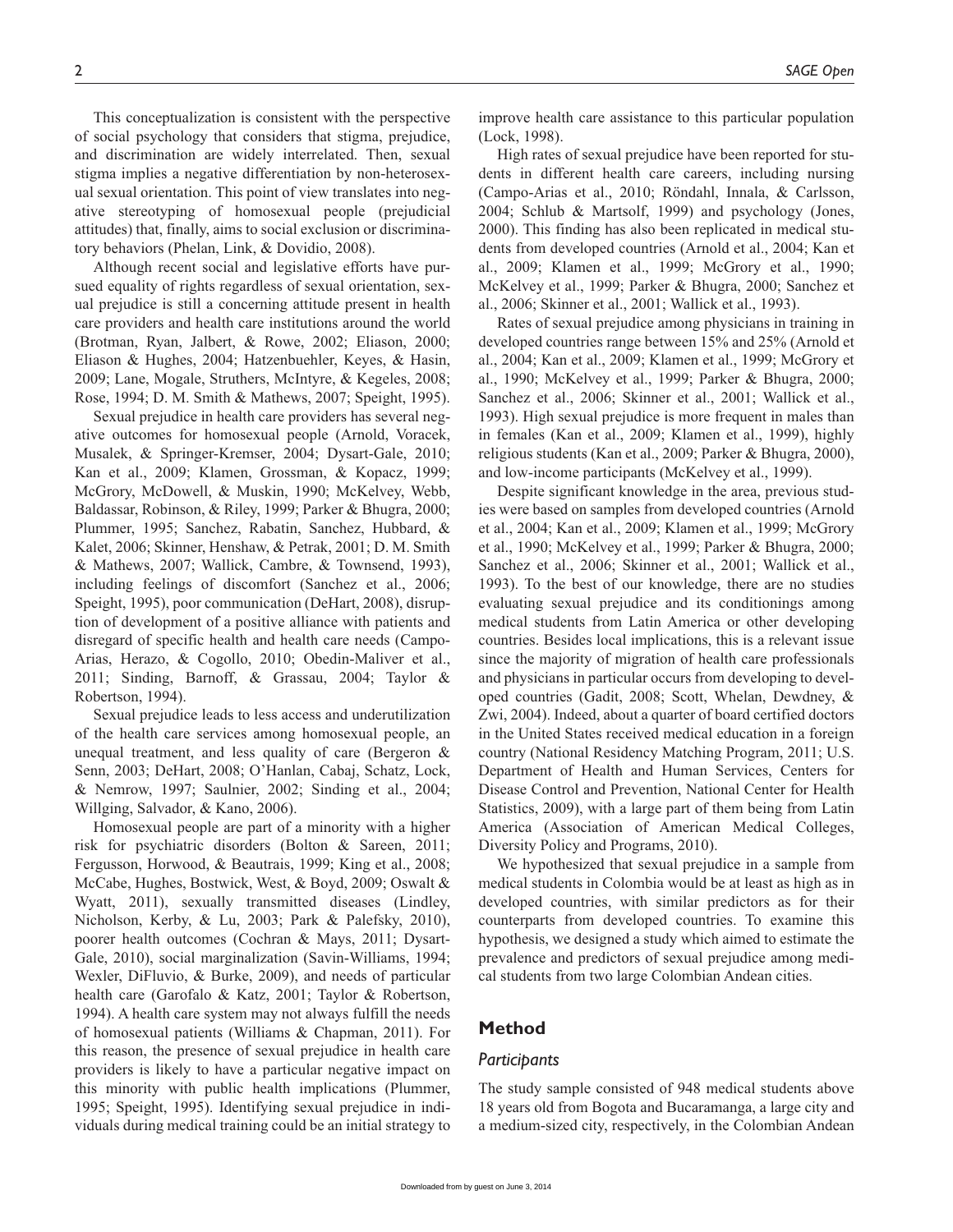This conceptualization is consistent with the perspective of social psychology that considers that stigma, prejudice, and discrimination are widely interrelated. Then, sexual stigma implies a negative differentiation by non-heterosexual sexual orientation. This point of view translates into negative stereotyping of homosexual people (prejudicial attitudes) that, finally, aims to social exclusion or discriminatory behaviors (Phelan, Link, & Dovidio, 2008).

Although recent social and legislative efforts have pursued equality of rights regardless of sexual orientation, sexual prejudice is still a concerning attitude present in health care providers and health care institutions around the world (Brotman, Ryan, Jalbert, & Rowe, 2002; Eliason, 2000; Eliason & Hughes, 2004; Hatzenbuehler, Keyes, & Hasin, 2009; Lane, Mogale, Struthers, McIntyre, & Kegeles, 2008; Rose, 1994; D. M. Smith & Mathews, 2007; Speight, 1995).

Sexual prejudice in health care providers has several negative outcomes for homosexual people (Arnold, Voracek, Musalek, & Springer-Kremser, 2004; Dysart-Gale, 2010; Kan et al., 2009; Klamen, Grossman, & Kopacz, 1999; McGrory, McDowell, & Muskin, 1990; McKelvey, Webb, Baldassar, Robinson, & Riley, 1999; Parker & Bhugra, 2000; Plummer, 1995; Sanchez, Rabatin, Sanchez, Hubbard, & Kalet, 2006; Skinner, Henshaw, & Petrak, 2001; D. M. Smith & Mathews, 2007; Wallick, Cambre, & Townsend, 1993), including feelings of discomfort (Sanchez et al., 2006; Speight, 1995), poor communication (DeHart, 2008), disruption of development of a positive alliance with patients and disregard of specific health and health care needs (Campo-Arias, Herazo, & Cogollo, 2010; Obedin-Maliver et al., 2011; Sinding, Barnoff, & Grassau, 2004; Taylor & Robertson, 1994).

Sexual prejudice leads to less access and underutilization of the health care services among homosexual people, an unequal treatment, and less quality of care (Bergeron & Senn, 2003; DeHart, 2008; O'Hanlan, Cabaj, Schatz, Lock, & Nemrow, 1997; Saulnier, 2002; Sinding et al., 2004; Willging, Salvador, & Kano, 2006).

Homosexual people are part of a minority with a higher risk for psychiatric disorders (Bolton & Sareen, 2011; Fergusson, Horwood, & Beautrais, 1999; King et al., 2008; McCabe, Hughes, Bostwick, West, & Boyd, 2009; Oswalt & Wyatt, 2011), sexually transmitted diseases (Lindley, Nicholson, Kerby, & Lu, 2003; Park & Palefsky, 2010), poorer health outcomes (Cochran & Mays, 2011; Dysart-Gale, 2010), social marginalization (Savin-Williams, 1994; Wexler, DiFluvio, & Burke, 2009), and needs of particular health care (Garofalo & Katz, 2001; Taylor & Robertson, 1994). A health care system may not always fulfill the needs of homosexual patients (Williams & Chapman, 2011). For this reason, the presence of sexual prejudice in health care providers is likely to have a particular negative impact on this minority with public health implications (Plummer, 1995; Speight, 1995). Identifying sexual prejudice in individuals during medical training could be an initial strategy to improve health care assistance to this particular population (Lock, 1998).

High rates of sexual prejudice have been reported for students in different health care careers, including nursing (Campo-Arias et al., 2010; Röndahl, Innala, & Carlsson, 2004; Schlub & Martsolf, 1999) and psychology (Jones, 2000). This finding has also been replicated in medical students from developed countries (Arnold et al., 2004; Kan et al., 2009; Klamen et al., 1999; McGrory et al., 1990; McKelvey et al., 1999; Parker & Bhugra, 2000; Sanchez et al., 2006; Skinner et al., 2001; Wallick et al., 1993).

Rates of sexual prejudice among physicians in training in developed countries range between 15% and 25% (Arnold et al., 2004; Kan et al., 2009; Klamen et al., 1999; McGrory et al., 1990; McKelvey et al., 1999; Parker & Bhugra, 2000; Sanchez et al., 2006; Skinner et al., 2001; Wallick et al., 1993). High sexual prejudice is more frequent in males than in females (Kan et al., 2009; Klamen et al., 1999), highly religious students (Kan et al., 2009; Parker & Bhugra, 2000), and low-income participants (McKelvey et al., 1999).

Despite significant knowledge in the area, previous studies were based on samples from developed countries (Arnold et al., 2004; Kan et al., 2009; Klamen et al., 1999; McGrory et al., 1990; McKelvey et al., 1999; Parker & Bhugra, 2000; Sanchez et al., 2006; Skinner et al., 2001; Wallick et al., 1993). To the best of our knowledge, there are no studies evaluating sexual prejudice and its conditionings among medical students from Latin America or other developing countries. Besides local implications, this is a relevant issue since the majority of migration of health care professionals and physicians in particular occurs from developing to developed countries (Gadit, 2008; Scott, Whelan, Dewdney, & Zwi, 2004). Indeed, about a quarter of board certified doctors in the United States received medical education in a foreign country (National Residency Matching Program, 2011; U.S. Department of Health and Human Services, Centers for Disease Control and Prevention, National Center for Health Statistics, 2009), with a large part of them being from Latin America (Association of American Medical Colleges, Diversity Policy and Programs, 2010).

We hypothesized that sexual prejudice in a sample from medical students in Colombia would be at least as high as in developed countries, with similar predictors as for their counterparts from developed countries. To examine this hypothesis, we designed a study which aimed to estimate the prevalence and predictors of sexual prejudice among medical students from two large Colombian Andean cities.

## Method

### *Participants*

The study sample consisted of 948 medical students above 18 years old from Bogota and Bucaramanga, a large city and a medium-sized city, respectively, in the Colombian Andean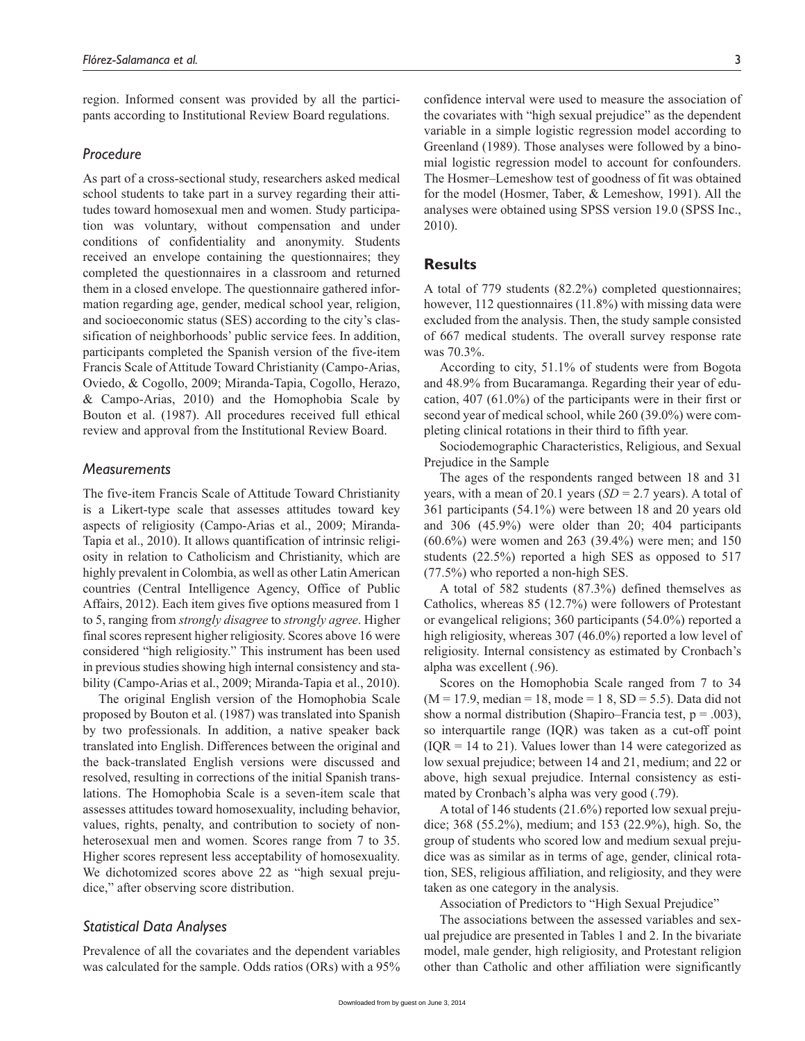region. Informed consent was provided by all the participants according to Institutional Review Board regulations.

### *Procedure*

As part of a cross-sectional study, researchers asked medical school students to take part in a survey regarding their attitudes toward homosexual men and women. Study participation was voluntary, without compensation and under conditions of confidentiality and anonymity. Students received an envelope containing the questionnaires; they completed the questionnaires in a classroom and returned them in a closed envelope. The questionnaire gathered information regarding age, gender, medical school year, religion, and socioeconomic status (SES) according to the city's classification of neighborhoods' public service fees. In addition, participants completed the Spanish version of the five-item Francis Scale of Attitude Toward Christianity (Campo-Arias, Oviedo, & Cogollo, 2009; Miranda-Tapia, Cogollo, Herazo, & Campo-Arias, 2010) and the Homophobia Scale by Bouton et al. (1987). All procedures received full ethical review and approval from the Institutional Review Board.

### *Measurements*

The five-item Francis Scale of Attitude Toward Christianity is a Likert-type scale that assesses attitudes toward key aspects of religiosity (Campo-Arias et al., 2009; Miranda-Tapia et al., 2010). It allows quantification of intrinsic religiosity in relation to Catholicism and Christianity, which are highly prevalent in Colombia, as well as other Latin American countries (Central Intelligence Agency, Office of Public Affairs, 2012). Each item gives five options measured from 1 to 5, ranging from *strongly disagree* to *strongly agree*. Higher final scores represent higher religiosity. Scores above 16 were considered "high religiosity." This instrument has been used in previous studies showing high internal consistency and stability (Campo-Arias et al., 2009; Miranda-Tapia et al., 2010).

The original English version of the Homophobia Scale proposed by Bouton et al. (1987) was translated into Spanish by two professionals. In addition, a native speaker back translated into English. Differences between the original and the back-translated English versions were discussed and resolved, resulting in corrections of the initial Spanish translations. The Homophobia Scale is a seven-item scale that assesses attitudes toward homosexuality, including behavior, values, rights, penalty, and contribution to society of non-heterosexual men and women. Scores range from 7 to 35. Higher scores represent less acceptability of homosexuality. We dichotomized scores above 22 as "high sexual prejudice," after observing score distribution.

### *Statistical Data Analyses*

Prevalence of all the covariates and the dependent variables was calculated for the sample. Odds ratios (ORs) with a 95% confidence interval were used to measure the association of the covariates with "high sexual prejudice" as the dependent variable in a simple logistic regression model according to Greenland (1989). Those analyses were followed by a binomial logistic regression model to account for confounders. The Hosmer–Lemeshow test of goodness of fit was obtained for the model (Hosmer, Taber, & Lemeshow, 1991). All the analyses were obtained using SPSS version 19.0 (SPSS Inc., 2010).

## **Results**

A total of 779 students (82.2%) completed questionnaires; however, 112 questionnaires (11.8%) with missing data were excluded from the analysis. Then, the study sample consisted of 667 medical students. The overall survey response rate was 70.3%.

According to city, 51.1% of students were from Bogota and 48.9% from Bucaramanga. Regarding their year of education, 407 (61.0%) of the participants were in their first or second year of medical school, while 260 (39.0%) were completing clinical rotations in their third to fifth year.

Sociodemographic Characteristics, Religious, and Sexual Prejudice in the Sample

The ages of the respondents ranged between 18 and 31 years, with a mean of 20.1 years ($SD = 2.7$ years). A total of 361 participants (54.1%) were between 18 and 20 years old and 306 (45.9%) were older than 20; 404 participants (60.6%) were women and 263 (39.4%) were men; and 150 students (22.5%) reported a high SES as opposed to 517 (77.5%) who reported a non-high SES.

A total of 582 students (87.3%) defined themselves as Catholics, whereas 85 (12.7%) were followers of Protestant or evangelical religions; 360 participants (54.0%) reported a high religiosity, whereas 307 (46.0%) reported a low level of religiosity. Internal consistency as estimated by Cronbach's alpha was excellent (.96).

Scores on the Homophobia Scale ranged from 7 to 34 ($M = 17.9$, median = 18, mode = 1 8, $SD = 5.5$). Data did not show a normal distribution (Shapiro–Francia test, $p = .003$), so interquartile range (IQR) was taken as a cut-off point (IQR = 14 to 21). Values lower than 14 were categorized as low sexual prejudice; between 14 and 21, medium; and 22 or above, high sexual prejudice. Internal consistency as estimated by Cronbach's alpha was very good (.79).

A total of 146 students (21.6%) reported low sexual prejudice; 368 (55.2%), medium; and 153 (22.9%), high. So, the group of students who scored low and medium sexual prejudice was as similar as in terms of age, gender, clinical rotation, SES, religious affiliation, and religiosity, and they were taken as one category in the analysis.

Association of Predictors to "High Sexual Prejudice"

The associations between the assessed variables and sexual prejudice are presented in Tables 1 and 2. In the bivariate model, male gender, high religiosity, and Protestant religion other than Catholic and other affiliation were significantly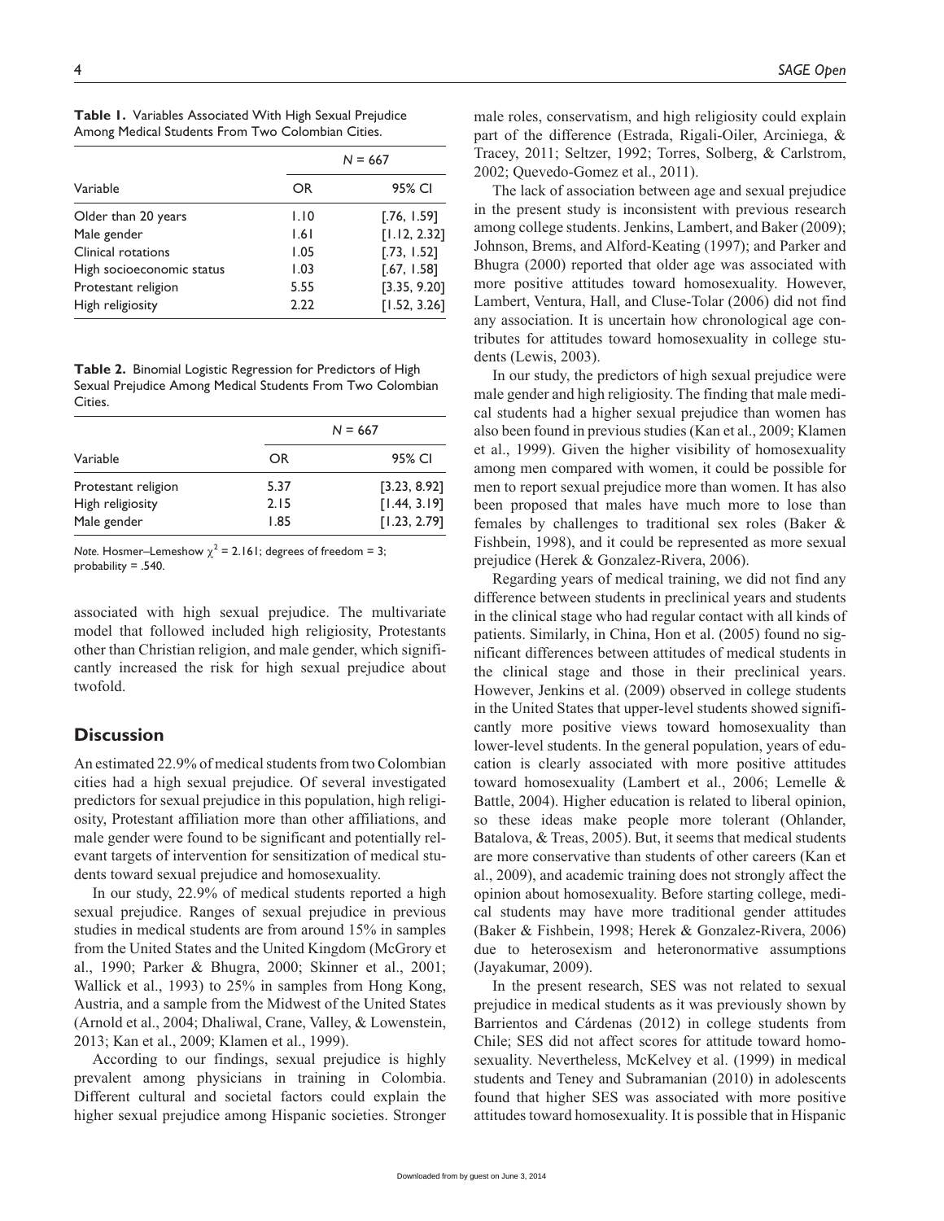**Table 1.** Variables Associated With High Sexual Prejudice Among Medical Students From Two Colombian Cities.

| Variable | N = 667 | |
|---|---|---|
| | OR | 95% CI |
| Older than 20 years | 1.10 | [.76, 1.59] |
| Male gender | 1.61 | [1.12, 2.32] |
| Clinical rotations | 1.05 | [.73, 1.52] |
| High socioeconomic status | 1.03 | [.67, 1.58] |
| Protestant religion | 5.55 | [3.35, 9.20] |
| High religiosity | 2.22 | [1.52, 3.26] |

**Table 2.** Binomial Logistic Regression for Predictors of High Sexual Prejudice Among Medical Students From Two Colombian Cities.

| Variable | N = 667 | |
|---|---|---|
| | OR | 95% CI |
| Protestant religion | 5.37 | [3.23, 8.92] |
| High religiosity | 2.15 | [1.44, 3.19] |
| Male gender | 1.85 | [1.23, 2.79] |

*Note.* Hosmer–Lemeshow $\chi^2$ = 2.161; degrees of freedom = 3; probability = .540.

associated with high sexual prejudice. The multivariate model that followed included high religiosity, Protestants other than Christian religion, and male gender, which significantly increased the risk for high sexual prejudice about twofold.

## Discussion

An estimated 22.9% of medical students from two Colombian cities had a high sexual prejudice. Of several investigated predictors for sexual prejudice in this population, high religiosity, Protestant affiliation more than other affiliations, and male gender were found to be significant and potentially relevant targets of intervention for sensitization of medical students toward sexual prejudice and homosexuality.

In our study, 22.9% of medical students reported a high sexual prejudice. Ranges of sexual prejudice in previous studies in medical students are from around 15% in samples from the United States and the United Kingdom (McGrory et al., 1990; Parker & Bhugra, 2000; Skinner et al., 2001; Wallick et al., 1993) to 25% in samples from Hong Kong, Austria, and a sample from the Midwest of the United States (Arnold et al., 2004; Dhaliwal, Crane, Valley, & Lowenstein, 2013; Kan et al., 2009; Klamen et al., 1999).

According to our findings, sexual prejudice is highly prevalent among physicians in training in Colombia. Different cultural and societal factors could explain the higher sexual prejudice among Hispanic societies. Stronger male roles, conservatism, and high religiosity could explain part of the difference (Estrada, Rigali-Oiler, Arciniega, & Tracey, 2011; Seltzer, 1992; Torres, Solberg, & Carlstrom, 2002; Quevedo-Gomez et al., 2011).

The lack of association between age and sexual prejudice in the present study is inconsistent with previous research among college students. Jenkins, Lambert, and Baker (2009); Johnson, Brems, and Alford-Keating (1997); and Parker and Bhugra (2000) reported that older age was associated with more positive attitudes toward homosexuality. However, Lambert, Ventura, Hall, and Cluse-Tolar (2006) did not find any association. It is uncertain how chronological age contributes for attitudes toward homosexuality in college students (Lewis, 2003).

In our study, the predictors of high sexual prejudice were male gender and high religiosity. The finding that male medical students had a higher sexual prejudice than women has also been found in previous studies (Kan et al., 2009; Klamen et al., 1999). Given the higher visibility of homosexuality among men compared with women, it could be possible for men to report sexual prejudice more than women. It has also been proposed that males have much more to lose than females by challenges to traditional sex roles (Baker & Fishbein, 1998), and it could be represented as more sexual prejudice (Herek & Gonzalez-Rivera, 2006).

Regarding years of medical training, we did not find any difference between students in preclinical years and students in the clinical stage who had regular contact with all kinds of patients. Similarly, in China, Hon et al. (2005) found no significant differences between attitudes of medical students in the clinical stage and those in their preclinical years. However, Jenkins et al. (2009) observed in college students in the United States that upper-level students showed significantly more positive views toward homosexuality than lower-level students. In the general population, years of education is clearly associated with more positive attitudes toward homosexuality (Lambert et al., 2006; Lemelle & Battle, 2004). Higher education is related to liberal opinion, so these ideas make people more tolerant (Ohlander, Batalova, & Treas, 2005). But, it seems that medical students are more conservative than students of other careers (Kan et al., 2009), and academic training does not strongly affect the opinion about homosexuality. Before starting college, medical students may have more traditional gender attitudes (Baker & Fishbein, 1998; Herek & Gonzalez-Rivera, 2006) due to heterosexism and heteronormative assumptions (Jayakumar, 2009).

In the present research, SES was not related to sexual prejudice in medical students as it was previously shown by Barrientos and Cárdenas (2012) in college students from Chile; SES did not affect scores for attitude toward homosexuality. Nevertheless, McKelvey et al. (1999) in medical students and Teney and Subramanian (2010) in adolescents found that higher SES was associated with more positive attitudes toward homosexuality. It is possible that in Hispanic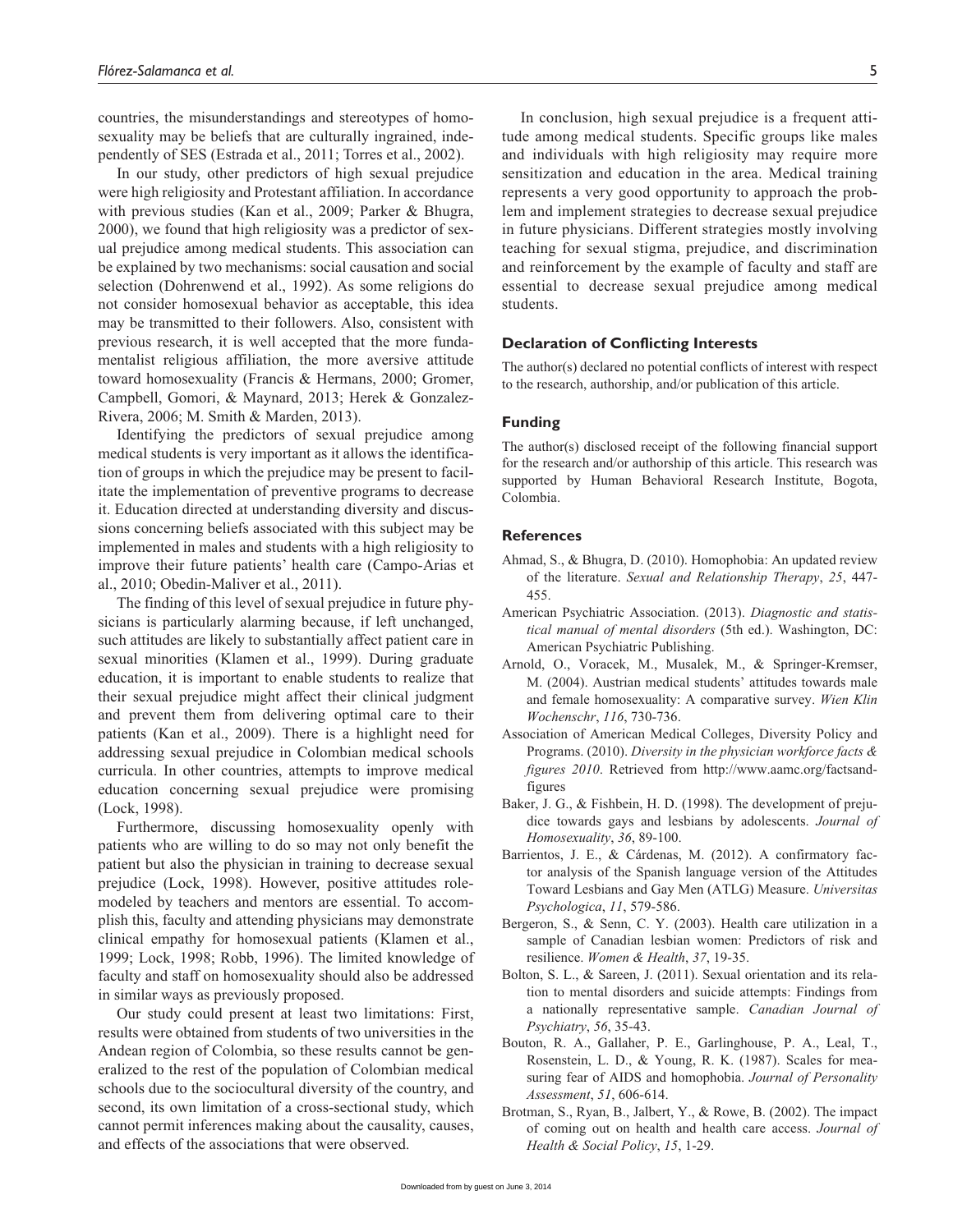countries, the misunderstandings and stereotypes of homosexuality may be beliefs that are culturally ingrained, independently of SES (Estrada et al., 2011; Torres et al., 2002).

In our study, other predictors of high sexual prejudice were high religiosity and Protestant affiliation. In accordance with previous studies (Kan et al., 2009; Parker & Bhugra, 2000), we found that high religiosity was a predictor of sexual prejudice among medical students. This association can be explained by two mechanisms: social causation and social selection (Dohrenwend et al., 1992). As some religions do not consider homosexual behavior as acceptable, this idea may be transmitted to their followers. Also, consistent with previous research, it is well accepted that the more fundamentalist religious affiliation, the more aversive attitude toward homosexuality (Francis & Hermans, 2000; Gromer, Campbell, Gomori, & Maynard, 2013; Herek & Gonzalez-Rivera, 2006; M. Smith & Marden, 2013).

Identifying the predictors of sexual prejudice among medical students is very important as it allows the identification of groups in which the prejudice may be present to facilitate the implementation of preventive programs to decrease it. Education directed at understanding diversity and discussions concerning beliefs associated with this subject may be implemented in males and students with a high religiosity to improve their future patients' health care (Campo-Arias et al., 2010; Obedin-Maliver et al., 2011).

The finding of this level of sexual prejudice in future physicians is particularly alarming because, if left unchanged, such attitudes are likely to substantially affect patient care in sexual minorities (Klamen et al., 1999). During graduate education, it is important to enable students to realize that their sexual prejudice might affect their clinical judgment and prevent them from delivering optimal care to their patients (Kan et al., 2009). There is a highlight need for addressing sexual prejudice in Colombian medical schools curricula. In other countries, attempts to improve medical education concerning sexual prejudice were promising (Lock, 1998).

Furthermore, discussing homosexuality openly with patients who are willing to do so may not only benefit the patient but also the physician in training to decrease sexual prejudice (Lock, 1998). However, positive attitudes role-modeled by teachers and mentors are essential. To accomplish this, faculty and attending physicians may demonstrate clinical empathy for homosexual patients (Klamen et al., 1999; Lock, 1998; Robb, 1996). The limited knowledge of faculty and staff on homosexuality should also be addressed in similar ways as previously proposed.

Our study could present at least two limitations: First, results were obtained from students of two universities in the Andean region of Colombia, so these results cannot be generalized to the rest of the population of Colombian medical schools due to the sociocultural diversity of the country, and second, its own limitation of a cross-sectional study, which cannot permit inferences making about the causality, causes, and effects of the associations that were observed.

In conclusion, high sexual prejudice is a frequent attitude among medical students. Specific groups like males and individuals with high religiosity may require more sensitization and education in the area. Medical training represents a very good opportunity to approach the problem and implement strategies to decrease sexual prejudice in future physicians. Different strategies mostly involving teaching for sexual stigma, prejudice, and discrimination and reinforcement by the example of faculty and staff are essential to decrease sexual prejudice among medical students.

### Declaration of Conflicting Interests

The author(s) declared no potential conflicts of interest with respect to the research, authorship, and/or publication of this article.

### Funding

The author(s) disclosed receipt of the following financial support for the research and/or authorship of this article. This research was supported by Human Behavioral Research Institute, Bogota, Colombia.

### References

Ahmad, S., & Bhugra, D. (2010). Homophobia: An updated review of the literature. *Sexual and Relationship Therapy*, *25*, 447-455.

American Psychiatric Association. (2013). *Diagnostic and statistical manual of mental disorders* (5th ed.). Washington, DC: American Psychiatric Publishing.

Arnold, O., Voracek, M., Musalek, M., & Springer-Kremser, M. (2004). Austrian medical students' attitudes towards male and female homosexuality: A comparative survey. *Wien Klin Wochenschr*, *116*, 730-736.

Association of American Medical Colleges, Diversity Policy and Programs. (2010). *Diversity in the physician workforce facts & figures 2010*. Retrieved from http://www.aamc.org/factsandfigures

Baker, J. G., & Fishbein, H. D. (1998). The development of prejudice towards gays and lesbians by adolescents. *Journal of Homosexuality*, *36*, 89-100.

Barrientos, J. E., & Cárdenas, M. (2012). A confirmatory factor analysis of the Spanish language version of the Attitudes Toward Lesbians and Gay Men (ATLG) Measure. *Universitas Psychologica*, *11*, 579-586.

Bergeron, S., & Senn, C. Y. (2003). Health care utilization in a sample of Canadian lesbian women: Predictors of risk and resilience. *Women & Health*, *37*, 19-35.

Bolton, S. L., & Sareen, J. (2011). Sexual orientation and its relation to mental disorders and suicide attempts: Findings from a nationally representative sample. *Canadian Journal of Psychiatry*, *56*, 35-43.

Bouton, R. A., Gallaher, P. E., Garlinghouse, P. A., Leal, T., Rosenstein, L. D., & Young, R. K. (1987). Scales for measuring fear of AIDS and homophobia. *Journal of Personality Assessment*, *51*, 606-614.

Brotman, S., Ryan, B., Jalbert, Y., & Rowe, B. (2002). The impact of coming out on health and health care access. *Journal of Health & Social Policy*, *15*, 1-29.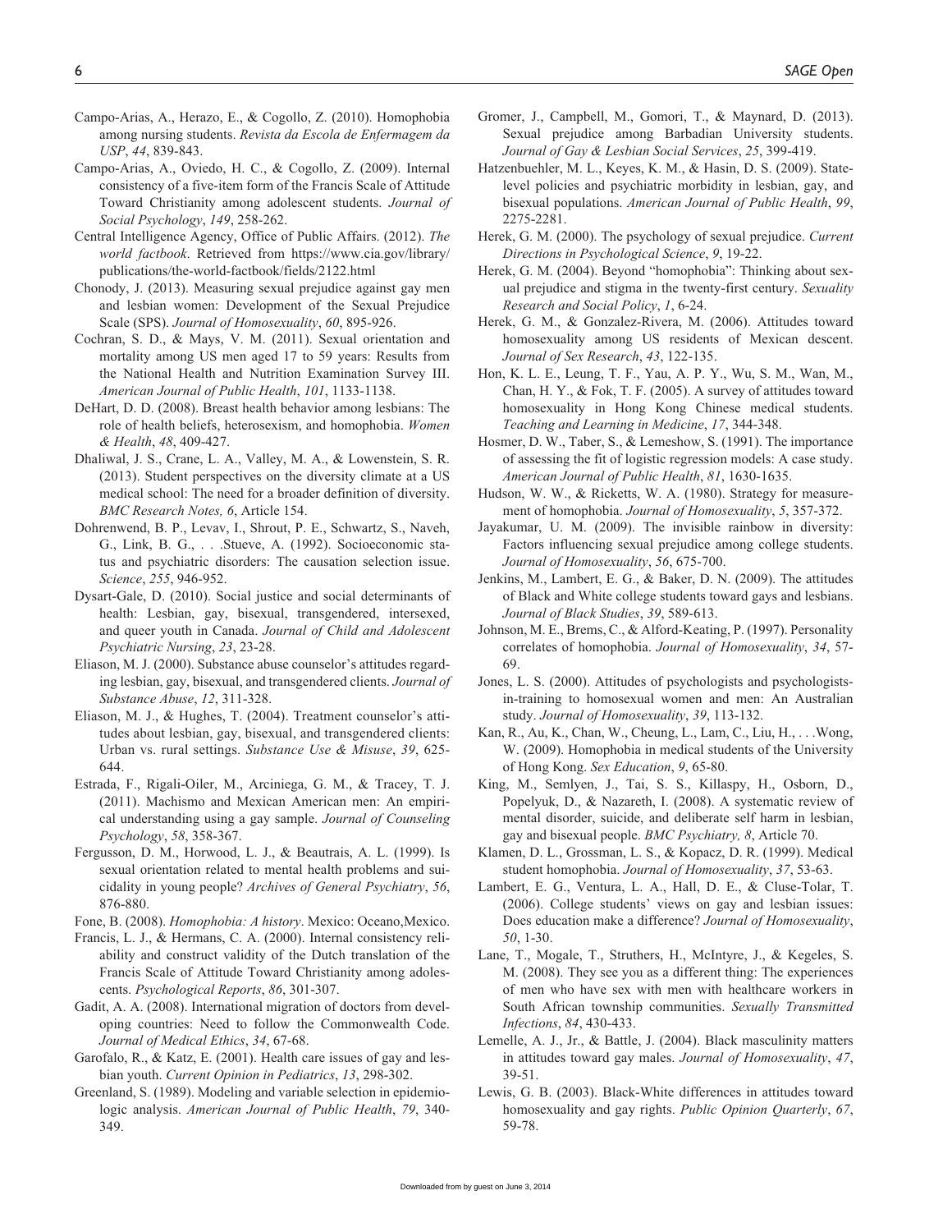Campo-Arias, A., Herazo, E., & Cogollo, Z. (2010). Homophobia among nursing students. *Revista da Escola de Enfermagem da USP*, *44*, 839-843.

Campo-Arias, A., Oviedo, H. C., & Cogollo, Z. (2009). Internal consistency of a five-item form of the Francis Scale of Attitude Toward Christianity among adolescent students. *Journal of Social Psychology*, *149*, 258-262.

Central Intelligence Agency, Office of Public Affairs. (2012). *The world factbook*. Retrieved from https://www.cia.gov/library/publications/the-world-factbook/fields/2122.html

Chonody, J. (2013). Measuring sexual prejudice against gay men and lesbian women: Development of the Sexual Prejudice Scale (SPS). *Journal of Homosexuality*, *60*, 895-926.

Cochran, S. D., & Mays, V. M. (2011). Sexual orientation and mortality among US men aged 17 to 59 years: Results from the National Health and Nutrition Examination Survey III. *American Journal of Public Health*, *101*, 1133-1138.

DeHart, D. D. (2008). Breast health behavior among lesbians: The role of health beliefs, heterosexism, and homophobia. *Women & Health*, *48*, 409-427.

Dhaliwal, J. S., Crane, L. A., Valley, M. A., & Lowenstein, S. R. (2013). Student perspectives on the diversity climate at a US medical school: The need for a broader definition of diversity. *BMC Research Notes, 6*, Article 154.

Dohrenwend, B. P., Levav, I., Shrout, P. E., Schwartz, S., Naveh, G., Link, B. G., . . .Stueve, A. (1992). Socioeconomic status and psychiatric disorders: The causation selection issue. *Science*, *255*, 946-952.

Dysart-Gale, D. (2010). Social justice and social determinants of health: Lesbian, gay, bisexual, transgendered, intersexed, and queer youth in Canada. *Journal of Child and Adolescent Psychiatric Nursing*, *23*, 23-28.

Eliason, M. J. (2000). Substance abuse counselor's attitudes regarding lesbian, gay, bisexual, and transgendered clients. *Journal of Substance Abuse*, *12*, 311-328.

Eliason, M. J., & Hughes, T. (2004). Treatment counselor's attitudes about lesbian, gay, bisexual, and transgendered clients: Urban vs. rural settings. *Substance Use & Misuse*, *39*, 625-644.

Estrada, F., Rigali-Oiler, M., Arciniega, G. M., & Tracey, T. J. (2011). Machismo and Mexican American men: An empirical understanding using a gay sample. *Journal of Counseling Psychology*, *58*, 358-367.

Fergusson, D. M., Horwood, L. J., & Beautrais, A. L. (1999). Is sexual orientation related to mental health problems and suicidality in young people? *Archives of General Psychiatry*, *56*, 876-880.

Fone, B. (2008). *Homophobia: A history*. Mexico: Oceano,Mexico.

Francis, L. J., & Hermans, C. A. (2000). Internal consistency reliability and construct validity of the Dutch translation of the Francis Scale of Attitude Toward Christianity among adolescents. *Psychological Reports*, *86*, 301-307.

Gadit, A. A. (2008). International migration of doctors from developing countries: Need to follow the Commonwealth Code. *Journal of Medical Ethics*, *34*, 67-68.

Garofalo, R., & Katz, E. (2001). Health care issues of gay and lesbian youth. *Current Opinion in Pediatrics*, *13*, 298-302.

Greenland, S. (1989). Modeling and variable selection in epidemiologic analysis. *American Journal of Public Health*, *79*, 340-349.

Gromer, J., Campbell, M., Gomori, T., & Maynard, D. (2013). Sexual prejudice among Barbadian University students. *Journal of Gay & Lesbian Social Services*, *25*, 399-419.

Hatzenbuehler, M. L., Keyes, K. M., & Hasin, D. S. (2009). State-level policies and psychiatric morbidity in lesbian, gay, and bisexual populations. *American Journal of Public Health*, *99*, 2275-2281.

Herek, G. M. (2000). The psychology of sexual prejudice. *Current Directions in Psychological Science*, *9*, 19-22.

Herek, G. M. (2004). Beyond "homophobia": Thinking about sexual prejudice and stigma in the twenty-first century. *Sexuality Research and Social Policy*, *1*, 6-24.

Herek, G. M., & Gonzalez-Rivera, M. (2006). Attitudes toward homosexuality among US residents of Mexican descent. *Journal of Sex Research*, *43*, 122-135.

Hon, K. L. E., Leung, T. F., Yau, A. P. Y., Wu, S. M., Wan, M., Chan, H. Y., & Fok, T. F. (2005). A survey of attitudes toward homosexuality in Hong Kong Chinese medical students. *Teaching and Learning in Medicine*, *17*, 344-348.

Hosmer, D. W., Taber, S., & Lemeshow, S. (1991). The importance of assessing the fit of logistic regression models: A case study. *American Journal of Public Health*, *81*, 1630-1635.

Hudson, W. W., & Ricketts, W. A. (1980). Strategy for measurement of homophobia. *Journal of Homosexuality*, *5*, 357-372.

Jayakumar, U. M. (2009). The invisible rainbow in diversity: Factors influencing sexual prejudice among college students. *Journal of Homosexuality*, *56*, 675-700.

Jenkins, M., Lambert, E. G., & Baker, D. N. (2009). The attitudes of Black and White college students toward gays and lesbians. *Journal of Black Studies*, *39*, 589-613.

Johnson, M. E., Brems, C., & Alford-Keating, P. (1997). Personality correlates of homophobia. *Journal of Homosexuality*, *34*, 57-69.

Jones, L. S. (2000). Attitudes of psychologists and psychologists-in-training to homosexual women and men: An Australian study. *Journal of Homosexuality*, *39*, 113-132.

Kan, R., Au, K., Chan, W., Cheung, L., Lam, C., Liu, H., . . .Wong, W. (2009). Homophobia in medical students of the University of Hong Kong. *Sex Education*, *9*, 65-80.

King, M., Semlyen, J., Tai, S. S., Killaspy, H., Osborn, D., Popelyuk, D., & Nazareth, I. (2008). A systematic review of mental disorder, suicide, and deliberate self harm in lesbian, gay and bisexual people. *BMC Psychiatry, 8*, Article 70.

Klamen, D. L., Grossman, L. S., & Kopacz, D. R. (1999). Medical student homophobia. *Journal of Homosexuality*, *37*, 53-63.

Lambert, E. G., Ventura, L. A., Hall, D. E., & Cluse-Tolar, T. (2006). College students' views on gay and lesbian issues: Does education make a difference? *Journal of Homosexuality*, *50*, 1-30.

Lane, T., Mogale, T., Struthers, H., McIntyre, J., & Kegeles, S. M. (2008). They see you as a different thing: The experiences of men who have sex with men with healthcare workers in South African township communities. *Sexually Transmitted Infections*, *84*, 430-433.

Lemelle, A. J., Jr., & Battle, J. (2004). Black masculinity matters in attitudes toward gay males. *Journal of Homosexuality*, *47*, 39-51.

Lewis, G. B. (2003). Black-White differences in attitudes toward homosexuality and gay rights. *Public Opinion Quarterly*, *67*, 59-78.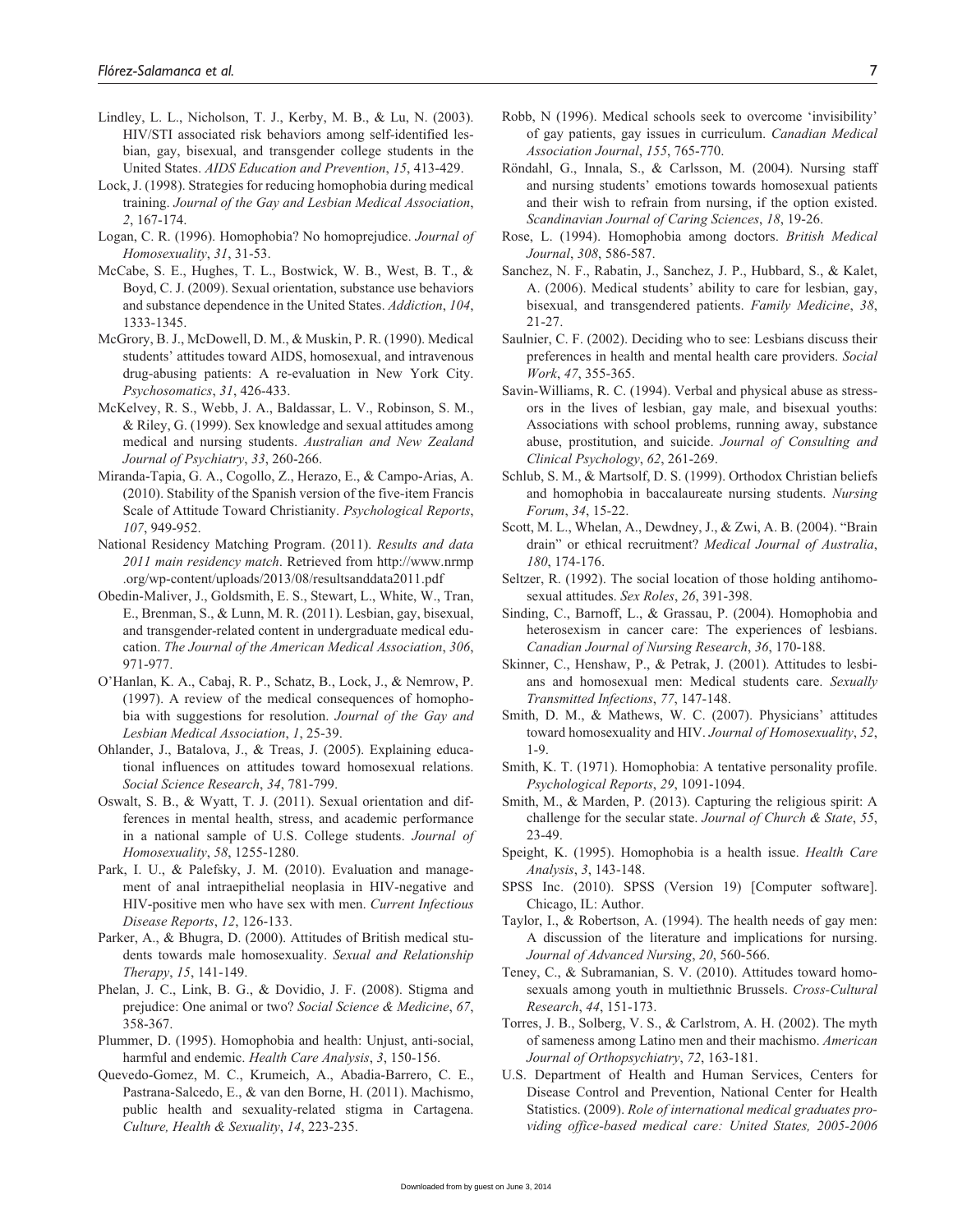Lindley, L. L., Nicholson, T. J., Kerby, M. B., & Lu, N. (2003). HIV/STI associated risk behaviors among self-identified lesbian, gay, bisexual, and transgender college students in the United States. *AIDS Education and Prevention*, *15*, 413-429.

Lock, J. (1998). Strategies for reducing homophobia during medical training. *Journal of the Gay and Lesbian Medical Association*, *2*, 167-174.

Logan, C. R. (1996). Homophobia? No homoprejudice. *Journal of Homosexuality*, *31*, 31-53.

McCabe, S. E., Hughes, T. L., Bostwick, W. B., West, B. T., & Boyd, C. J. (2009). Sexual orientation, substance use behaviors and substance dependence in the United States. *Addiction*, *104*, 1333-1345.

McGrory, B. J., McDowell, D. M., & Muskin, P. R. (1990). Medical students' attitudes toward AIDS, homosexual, and intravenous drug-abusing patients: A re-evaluation in New York City. *Psychosomatics*, *31*, 426-433.

McKelvey, R. S., Webb, J. A., Baldassar, L. V., Robinson, S. M., & Riley, G. (1999). Sex knowledge and sexual attitudes among medical and nursing students. *Australian and New Zealand Journal of Psychiatry*, *33*, 260-266.

Miranda-Tapia, G. A., Cogollo, Z., Herazo, E., & Campo-Arias, A. (2010). Stability of the Spanish version of the five-item Francis Scale of Attitude Toward Christianity. *Psychological Reports*, *107*, 949-952.

National Residency Matching Program. (2011). *Results and data 2011 main residency match*. Retrieved from http://www.nrmp.org/wp-content/uploads/2013/08/resultsanddata2011.pdf

Obedin-Maliver, J., Goldsmith, E. S., Stewart, L., White, W., Tran, E., Brenman, S., & Lunn, M. R. (2011). Lesbian, gay, bisexual, and transgender-related content in undergraduate medical education. *The Journal of the American Medical Association*, *306*, 971-977.

O'Hanlan, K. A., Cabaj, R. P., Schatz, B., Lock, J., & Nemrow, P. (1997). A review of the medical consequences of homophobia with suggestions for resolution. *Journal of the Gay and Lesbian Medical Association*, *1*, 25-39.

Ohlander, J., Batalova, J., & Treas, J. (2005). Explaining educational influences on attitudes toward homosexual relations. *Social Science Research*, *34*, 781-799.

Oswalt, S. B., & Wyatt, T. J. (2011). Sexual orientation and differences in mental health, stress, and academic performance in a national sample of U.S. College students. *Journal of Homosexuality*, *58*, 1255-1280.

Park, I. U., & Palefsky, J. M. (2010). Evaluation and management of anal intraepithelial neoplasia in HIV-negative and HIV-positive men who have sex with men. *Current Infectious Disease Reports*, *12*, 126-133.

Parker, A., & Bhugra, D. (2000). Attitudes of British medical students towards male homosexuality. *Sexual and Relationship Therapy*, *15*, 141-149.

Phelan, J. C., Link, B. G., & Dovidio, J. F. (2008). Stigma and prejudice: One animal or two? *Social Science & Medicine*, *67*, 358-367.

Plummer, D. (1995). Homophobia and health: Unjust, anti-social, harmful and endemic. *Health Care Analysis*, *3*, 150-156.

Quevedo-Gomez, M. C., Krumeich, A., Abadia-Barrero, C. E., Pastrana-Salcedo, E., & van den Borne, H. (2011). Machismo, public health and sexuality-related stigma in Cartagena. *Culture, Health & Sexuality*, *14*, 223-235.

Robb, N (1996). Medical schools seek to overcome 'invisibility' of gay patients, gay issues in curriculum. *Canadian Medical Association Journal*, *155*, 765-770.

Röndahl, G., Innala, S., & Carlsson, M. (2004). Nursing staff and nursing students' emotions towards homosexual patients and their wish to refrain from nursing, if the option existed. *Scandinavian Journal of Caring Sciences*, *18*, 19-26.

Rose, L. (1994). Homophobia among doctors. *British Medical Journal*, *308*, 586-587.

Sanchez, N. F., Rabatin, J., Sanchez, J. P., Hubbard, S., & Kalet, A. (2006). Medical students' ability to care for lesbian, gay, bisexual, and transgendered patients. *Family Medicine*, *38*, 21-27.

Saulnier, C. F. (2002). Deciding who to see: Lesbians discuss their preferences in health and mental health care providers. *Social Work*, *47*, 355-365.

Savin-Williams, R. C. (1994). Verbal and physical abuse as stressors in the lives of lesbian, gay male, and bisexual youths: Associations with school problems, running away, substance abuse, prostitution, and suicide. *Journal of Consulting and Clinical Psychology*, *62*, 261-269.

Schlub, S. M., & Martsolf, D. S. (1999). Orthodox Christian beliefs and homophobia in baccalaureate nursing students. *Nursing Forum*, *34*, 15-22.

Scott, M. L., Whelan, A., Dewdney, J., & Zwi, A. B. (2004). "Brain drain" or ethical recruitment? *Medical Journal of Australia*, *180*, 174-176.

Seltzer, R. (1992). The social location of those holding antihomosexual attitudes. *Sex Roles*, *26*, 391-398.

Sinding, C., Barnoff, L., & Grassau, P. (2004). Homophobia and heterosexism in cancer care: The experiences of lesbians. *Canadian Journal of Nursing Research*, *36*, 170-188.

Skinner, C., Henshaw, P., & Petrak, J. (2001). Attitudes to lesbians and homosexual men: Medical students care. *Sexually Transmitted Infections*, *77*, 147-148.

Smith, D. M., & Mathews, W. C. (2007). Physicians' attitudes toward homosexuality and HIV. *Journal of Homosexuality*, *52*, 1-9.

Smith, K. T. (1971). Homophobia: A tentative personality profile. *Psychological Reports*, *29*, 1091-1094.

Smith, M., & Marden, P. (2013). Capturing the religious spirit: A challenge for the secular state. *Journal of Church & State*, *55*, 23-49.

Speight, K. (1995). Homophobia is a health issue. *Health Care Analysis*, *3*, 143-148.

SPSS Inc. (2010). SPSS (Version 19) [Computer software]. Chicago, IL: Author.

Taylor, I., & Robertson, A. (1994). The health needs of gay men: A discussion of the literature and implications for nursing. *Journal of Advanced Nursing*, *20*, 560-566.

Teney, C., & Subramanian, S. V. (2010). Attitudes toward homosexuals among youth in multiethnic Brussels. *Cross-Cultural Research*, *44*, 151-173.

Torres, J. B., Solberg, V. S., & Carlstrom, A. H. (2002). The myth of sameness among Latino men and their machismo. *American Journal of Orthopsychiatry*, *72*, 163-181.

U.S. Department of Health and Human Services, Centers for Disease Control and Prevention, National Center for Health Statistics. (2009). *Role of international medical graduates providing office-based medical care: United States, 2005-2006*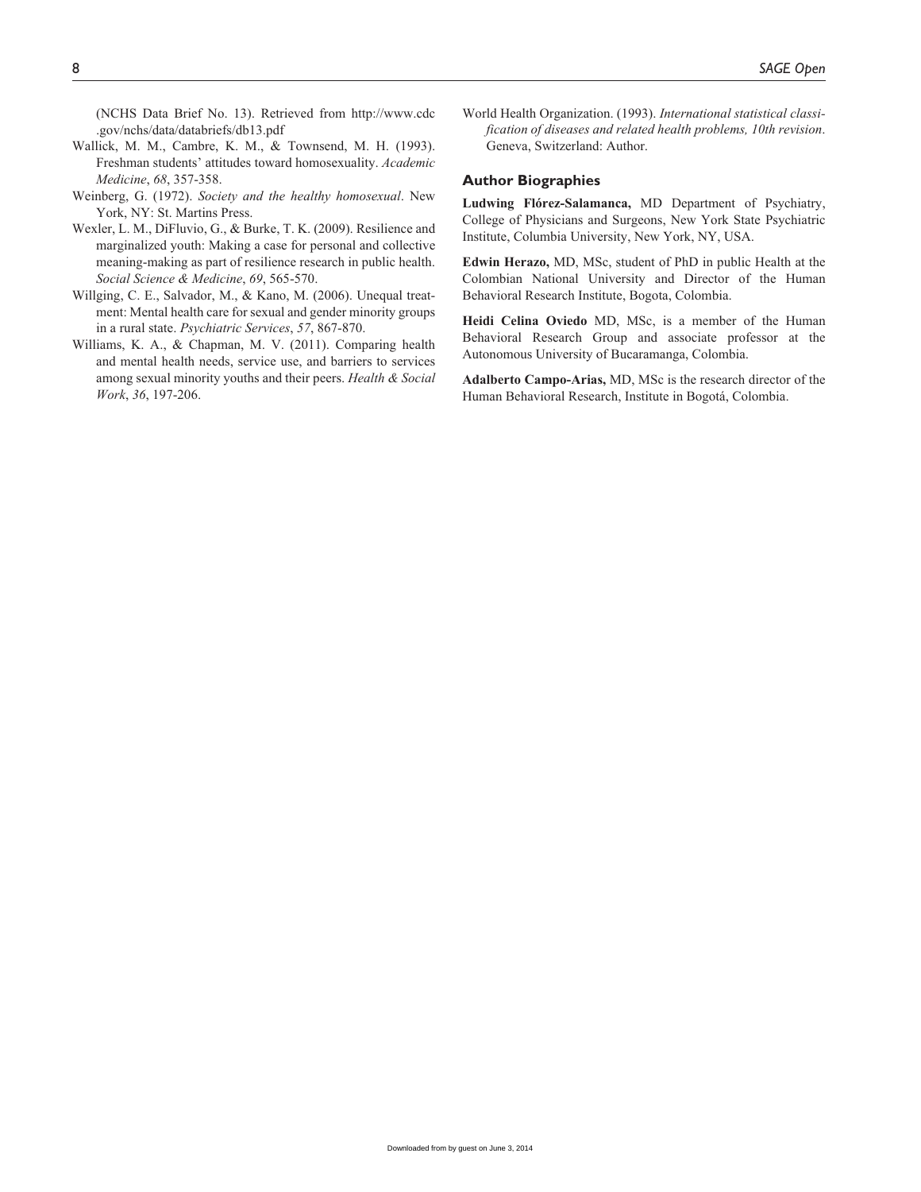(NCHS Data Brief No. 13). Retrieved from http://www.cdc.gov/nchs/data/databriefs/db13.pdf

Wallick, M. M., Cambre, K. M., & Townsend, M. H. (1993). Freshman students' attitudes toward homosexuality. *Academic Medicine*, *68*, 357-358.

Weinberg, G. (1972). *Society and the healthy homosexual*. New York, NY: St. Martins Press.

Wexler, L. M., DiFluvio, G., & Burke, T. K. (2009). Resilience and marginalized youth: Making a case for personal and collective meaning-making as part of resilience research in public health. *Social Science & Medicine*, *69*, 565-570.

Willging, C. E., Salvador, M., & Kano, M. (2006). Unequal treatment: Mental health care for sexual and gender minority groups in a rural state. *Psychiatric Services*, *57*, 867-870.

Williams, K. A., & Chapman, M. V. (2011). Comparing health and mental health needs, service use, and barriers to services among sexual minority youths and their peers. *Health & Social Work*, *36*, 197-206.

World Health Organization. (1993). *International statistical classification of diseases and related health problems, 10th revision*. Geneva, Switzerland: Author.

## Author Biographies

**Ludwing Flórez-Salamanca,** MD Department of Psychiatry, College of Physicians and Surgeons, New York State Psychiatric Institute, Columbia University, New York, NY, USA.

**Edwin Herazo,** MD, MSc, student of PhD in public Health at the Colombian National University and Director of the Human Behavioral Research Institute, Bogota, Colombia.

**Heidi Celina Oviedo** MD, MSc, is a member of the Human Behavioral Research Group and associate professor at the Autonomous University of Bucaramanga, Colombia.

**Adalberto Campo-Arias,** MD, MSc is the research director of the Human Behavioral Research, Institute in Bogotá, Colombia.